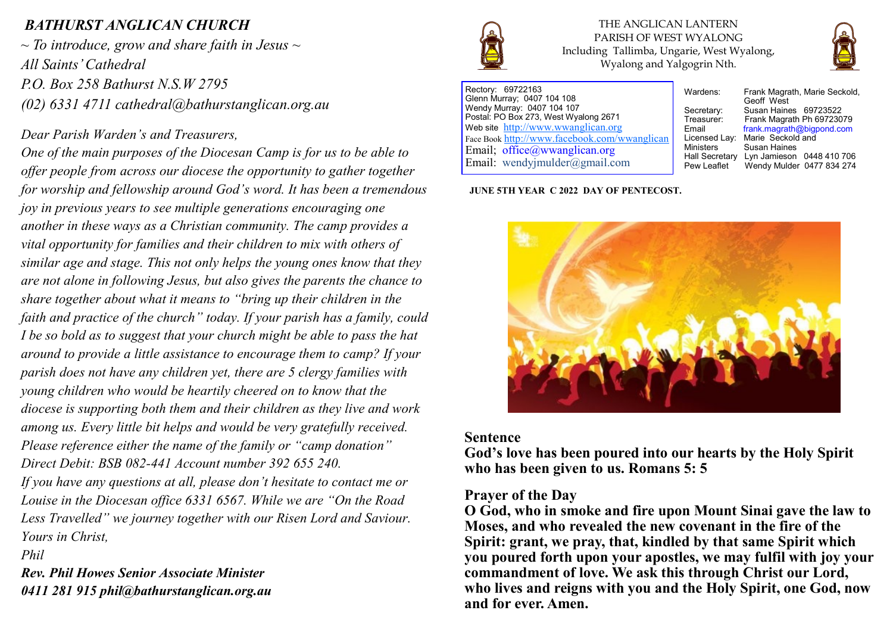***BATHURST ANGLICAN CHURCH***

*~ To introduce, grow and share faith in Jesus ~*
*All Saints' Cathedral*
*P.O. Box 258 Bathurst N.S.W 2795*
*(02) 6331 4711 cathedral@bathurstanglican.org.au*

*Dear Parish Warden's and Treasurers,*

*One of the main purposes of the Diocesan Camp is for us to be able to offer people from across our diocese the opportunity to gather together for worship and fellowship around God's word. It has been a tremendous joy in previous years to see multiple generations encouraging one another in these ways as a Christian community. The camp provides a vital opportunity for families and their children to mix with others of similar age and stage. This not only helps the young ones know that they are not alone in following Jesus, but also gives the parents the chance to share together about what it means to "bring up their children in the faith and practice of the church" today. If your parish has a family, could I be so bold as to suggest that your church might be able to pass the hat around to provide a little assistance to encourage them to camp? If your parish does not have any children yet, there are 5 clergy families with young children who would be heartily cheered on to know that the diocese is supporting both them and their children as they live and work among us. Every little bit helps and would be very gratefully received. Please reference either the name of the family or "camp donation" Direct Debit: BSB 082-441 Account number 392 655 240.*

*If you have any questions at all, please don't hesitate to contact me or Louise in the Diocesan office 6331 6567. While we are "On the Road Less Travelled" we journey together with our Risen Lord and Saviour.*

*Yours in Christ,*

*Phil*

***Rev. Phil Howes Senior Associate Minister***
***0411 281 915 phil@bathurstanglican.org.au***

THE ANGLICAN LANTERN
PARISH OF WEST WYALONG
Including Tallimba, Ungarie, West Wyalong, Wyalong and Yalgogrin Nth.

Rectory: 69722163
Glenn Murray; 0407 104 108
Wendy Murray: 0407 104 107
Postal: PO Box 273, West Wyalong 2671
Web site http://www.wwanglican.org
Face Book http://www.facebook.com/wwanglican
Email; office@wwanglican.org
Email: wendyjmulder@gmail.com

| | |
|---|---|
| Wardens: | Frank Magrath, Marie Seckold, Geoff West |
| Secretary: | Susan Haines 69723522 |
| Treasurer: | Frank Magrath Ph 69723079 |
| Email | frank.magrath@bigpond.com |
| Licensed Lay: Ministers | Marie Seckold and Susan Haines |
| Hall Secretary | Lyn Jamieson 0448 410 706 |
| Pew Leaflet | Wendy Mulder 0477 834 274 |

**JUNE 5TH YEAR C 2022 DAY OF PENTECOST.**

## Sentence

**God's love has been poured into our hearts by the Holy Spirit who has been given to us. Romans 5: 5**

## Prayer of the Day

**O God, who in smoke and fire upon Mount Sinai gave the law to Moses, and who revealed the new covenant in the fire of the Spirit: grant, we pray, that, kindled by that same Spirit which you poured forth upon your apostles, we may fulfil with joy your commandment of love. We ask this through Christ our Lord, who lives and reigns with you and the Holy Spirit, one God, now and for ever. Amen.**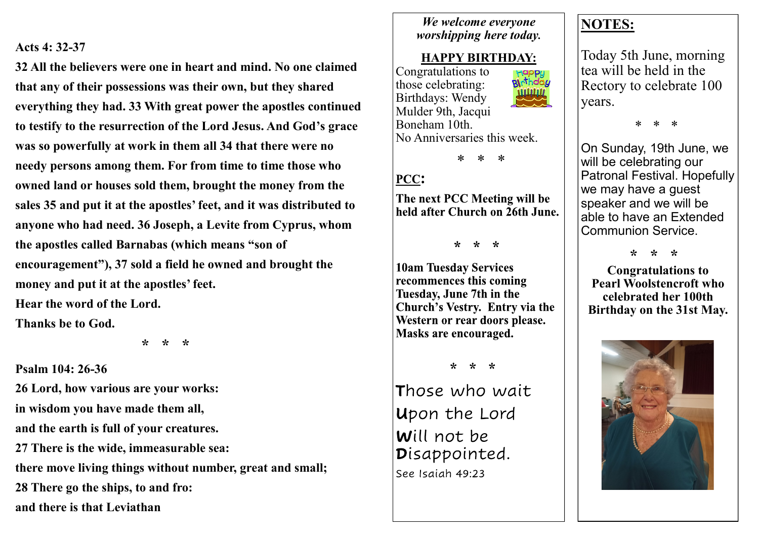**Acts 4: 32-37**

**32 All the believers were one in heart and mind. No one claimed that any of their possessions was their own, but they shared everything they had. 33 With great power the apostles continued to testify to the resurrection of the Lord Jesus. And God's grace was so powerfully at work in them all 34 that there were no needy persons among them. For from time to time those who owned land or houses sold them, brought the money from the sales 35 and put it at the apostles' feet, and it was distributed to anyone who had need. 36 Joseph, a Levite from Cyprus, whom the apostles called Barnabas (which means "son of encouragement"), 37 sold a field he owned and brought the money and put it at the apostles' feet.**

**Hear the word of the Lord.**

**Thanks be to God.**

\* \* \*

**Psalm 104: 26-36**

**26 Lord, how various are your works:**

**in wisdom you have made them all,**

**and the earth is full of your creatures.**

**27 There is the wide, immeasurable sea:**

**there move living things without number, great and small;**

**28 There go the ships, to and fro:**

**and there is that Leviathan**

*We welcome everyone worshipping here today.*

**HAPPY BIRTHDAY:**

Congratulations to those celebrating: Birthdays: Wendy Mulder 9th, Jacqui Boneham 10th.
No Anniversaries this week.

\* \* \*

**PCC:**

**The next PCC Meeting will be held after Church on 26th June.**

\* \* \*

**10am Tuesday Services recommences this coming Tuesday, June 7th in the Church's Vestry. Entry via the Western or rear doors please. Masks are encouraged.**

\* \* \*

**T**hose who wait
**U**pon the Lord
**W**ill not be
**D**isappointed.

See Isaiah 49:23

**NOTES:**

Today 5th June, morning tea will be held in the Rectory to celebrate 100 years.

\* \* \*

On Sunday, 19th June, we will be celebrating our Patronal Festival. Hopefully we may have a guest speaker and we will be able to have an Extended Communion Service.

\* \* \*

**Congratulations to Pearl Woolstencroft who celebrated her 100th Birthday on the 31st May.**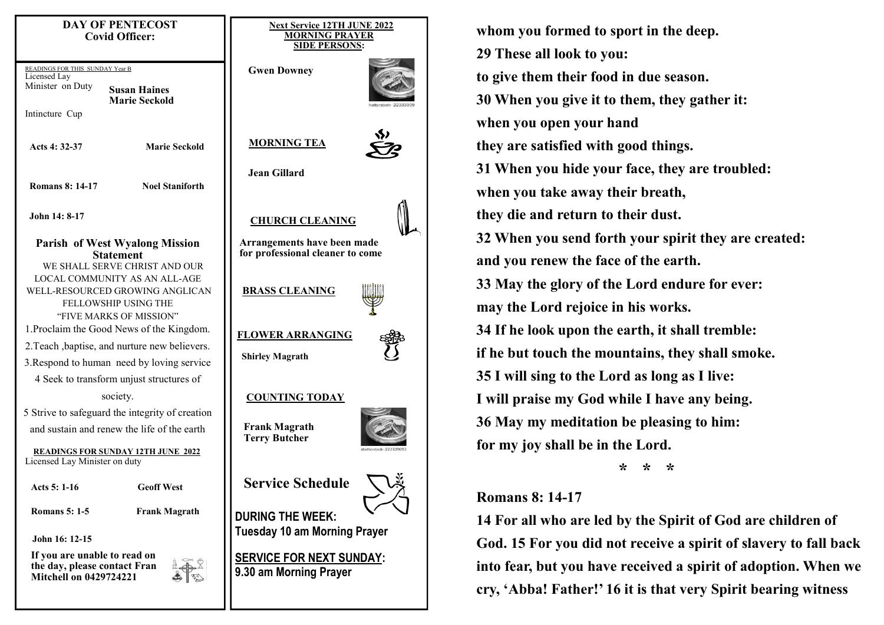**DAY OF PENTECOST**
**Covid Officer:**

READINGS FOR THIS SUNDAY Year B

Licensed Lay Minister on Duty **Susan Haines**

**Marie Seckold**

Intincture Cup

| | |
|---|---|
| **Acts 4: 32-37** | **Marie Seckold** |
| **Romans 8: 14-17** | **Noel Staniforth** |
| **John 14: 8-17** | |

**Parish of West Wyalong Mission Statement**

WE SHALL SERVE CHRIST AND OUR LOCAL COMMUNITY AS AN ALL-AGE WELL-RESOURCED GROWING ANGLICAN FELLOWSHIP USING THE "FIVE MARKS OF MISSION"

1.Proclaim the Good News of the Kingdom.

2.Teach ,baptise, and nurture new believers.

3.Respond to human need by loving service

4 Seek to transform unjust structures of society.

5 Strive to safeguard the integrity of creation and sustain and renew the life of the earth

**READINGS FOR SUNDAY 12TH JUNE 2022**

Licensed Lay Minister on duty

| | |
|---|---|
| **Acts 5: 1-16** | **Geoff West** |
| **Romans 5: 1-5** | **Frank Magrath** |
| **John 16: 12-15** | |

**If you are unable to read on the day, please contact Fran Mitchell on 0429724221**

**Next Service 12TH JUNE 2022**
**MORNING PRAYER**
**SIDE PERSONS:**

**Gwen Downey**

**MORNING TEA**

**Jean Gillard**

**CHURCH CLEANING**

**Arrangements have been made for professional cleaner to come**

**BRASS CLEANING**

**FLOWER ARRANGING**

**Shirley Magrath**

**COUNTING TODAY**

**Frank Magrath**
**Terry Butcher**

**Service Schedule**

**DURING THE WEEK:**
**Tuesday 10 am Morning Prayer**

**SERVICE FOR NEXT SUNDAY:**
**9.30 am Morning Prayer**

**whom you formed to sport in the deep.**

**29 These all look to you:**

**to give them their food in due season.**

**30 When you give it to them, they gather it:**

**when you open your hand**

**they are satisfied with good things.**

**31 When you hide your face, they are troubled:**

**when you take away their breath,**

**they die and return to their dust.**

**32 When you send forth your spirit they are created:**

**and you renew the face of the earth.**

**33 May the glory of the Lord endure for ever:**

**may the Lord rejoice in his works.**

**34 If he look upon the earth, it shall tremble:**

**if he but touch the mountains, they shall smoke.**

**35 I will sing to the Lord as long as I live:**

**I will praise my God while I have any being.**

**36 May my meditation be pleasing to him:**

**for my joy shall be in the Lord.**

\* \* \*

**Romans 8: 14-17**

**14 For all who are led by the Spirit of God are children of God. 15 For you did not receive a spirit of slavery to fall back into fear, but you have received a spirit of adoption. When we cry, 'Abba! Father!' 16 it is that very Spirit bearing witness**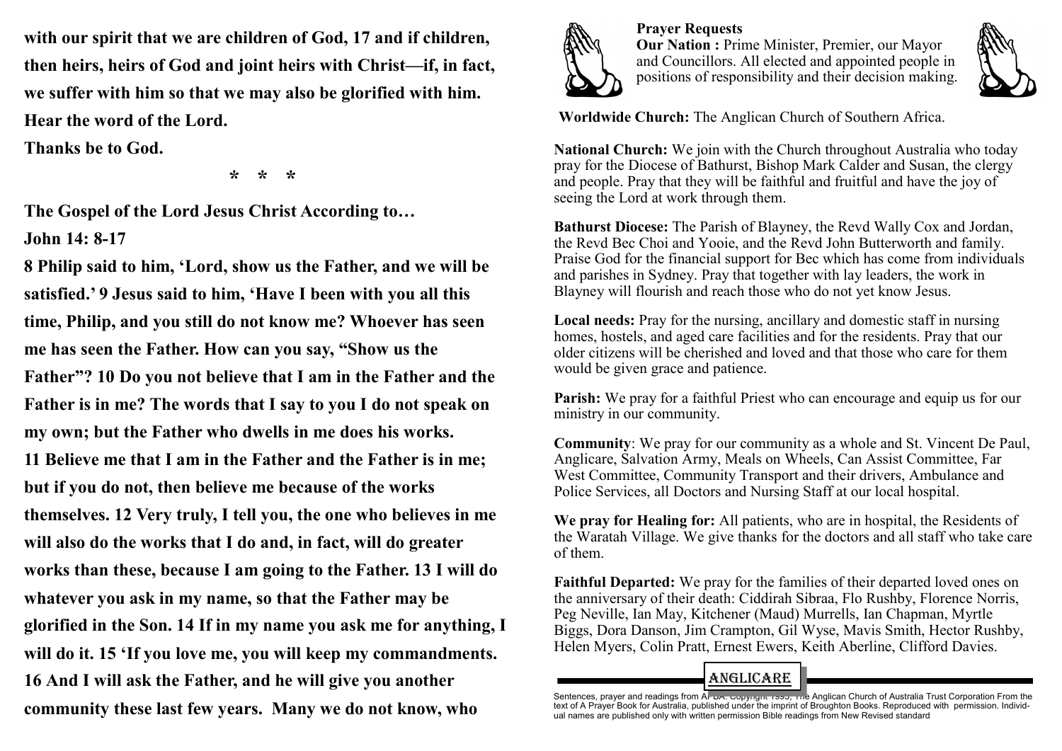**with our spirit that we are children of God, 17 and if children, then heirs, heirs of God and joint heirs with Christ—if, in fact, we suffer with him so that we may also be glorified with him.**

**Hear the word of the Lord.**

**Thanks be to God.**

**\* \* \***

**The Gospel of the Lord Jesus Christ According to…**

**John 14: 8-17**

**8 Philip said to him, 'Lord, show us the Father, and we will be satisfied.' 9 Jesus said to him, 'Have I been with you all this time, Philip, and you still do not know me? Whoever has seen me has seen the Father. How can you say, "Show us the Father"? 10 Do you not believe that I am in the Father and the Father is in me? The words that I say to you I do not speak on my own; but the Father who dwells in me does his works. 11 Believe me that I am in the Father and the Father is in me; but if you do not, then believe me because of the works themselves. 12 Very truly, I tell you, the one who believes in me will also do the works that I do and, in fact, will do greater works than these, because I am going to the Father. 13 I will do whatever you ask in my name, so that the Father may be glorified in the Son. 14 If in my name you ask me for anything, I will do it. 15 'If you love me, you will keep my commandments. 16 And I will ask the Father, and he will give you another community these last few years. Many we do not know, who**

**Prayer Requests**

**Our Nation :** Prime Minister, Premier, our Mayor and Councillors. All elected and appointed people in positions of responsibility and their decision making.

**Worldwide Church:** The Anglican Church of Southern Africa.

**National Church:** We join with the Church throughout Australia who today pray for the Diocese of Bathurst, Bishop Mark Calder and Susan, the clergy and people. Pray that they will be faithful and fruitful and have the joy of seeing the Lord at work through them.

**Bathurst Diocese:** The Parish of Blayney, the Revd Wally Cox and Jordan, the Revd Bec Choi and Yooie, and the Revd John Butterworth and family. Praise God for the financial support for Bec which has come from individuals and parishes in Sydney. Pray that together with lay leaders, the work in Blayney will flourish and reach those who do not yet know Jesus.

**Local needs:** Pray for the nursing, ancillary and domestic staff in nursing homes, hostels, and aged care facilities and for the residents. Pray that our older citizens will be cherished and loved and that those who care for them would be given grace and patience.

**Parish:** We pray for a faithful Priest who can encourage and equip us for our ministry in our community.

**Community**: We pray for our community as a whole and St. Vincent De Paul, Anglicare, Salvation Army, Meals on Wheels, Can Assist Committee, Far West Committee, Community Transport and their drivers, Ambulance and Police Services, all Doctors and Nursing Staff at our local hospital.

**We pray for Healing for:** All patients, who are in hospital, the Residents of the Waratah Village. We give thanks for the doctors and all staff who take care of them.

**Faithful Departed:** We pray for the families of their departed loved ones on the anniversary of their death: Ciddirah Sibraa, Flo Rushby, Florence Norris, Peg Neville, Ian May, Kitchener (Maud) Murrells, Ian Chapman, Myrtle Biggs, Dora Danson, Jim Crampton, Gil Wyse, Mavis Smith, Hector Rushby, Helen Myers, Colin Pratt, Ernest Ewers, Keith Aberline, Clifford Davies.

ANGLICARE

Sentences, prayer and readings from APBA. Copyright 1995, The Anglican Church of Australia Trust Corporation From the text of A Prayer Book for Australia, published under the imprint of Broughton Books. Reproduced with permission. Individual names are published only with written permission Bible readings from New Revised standard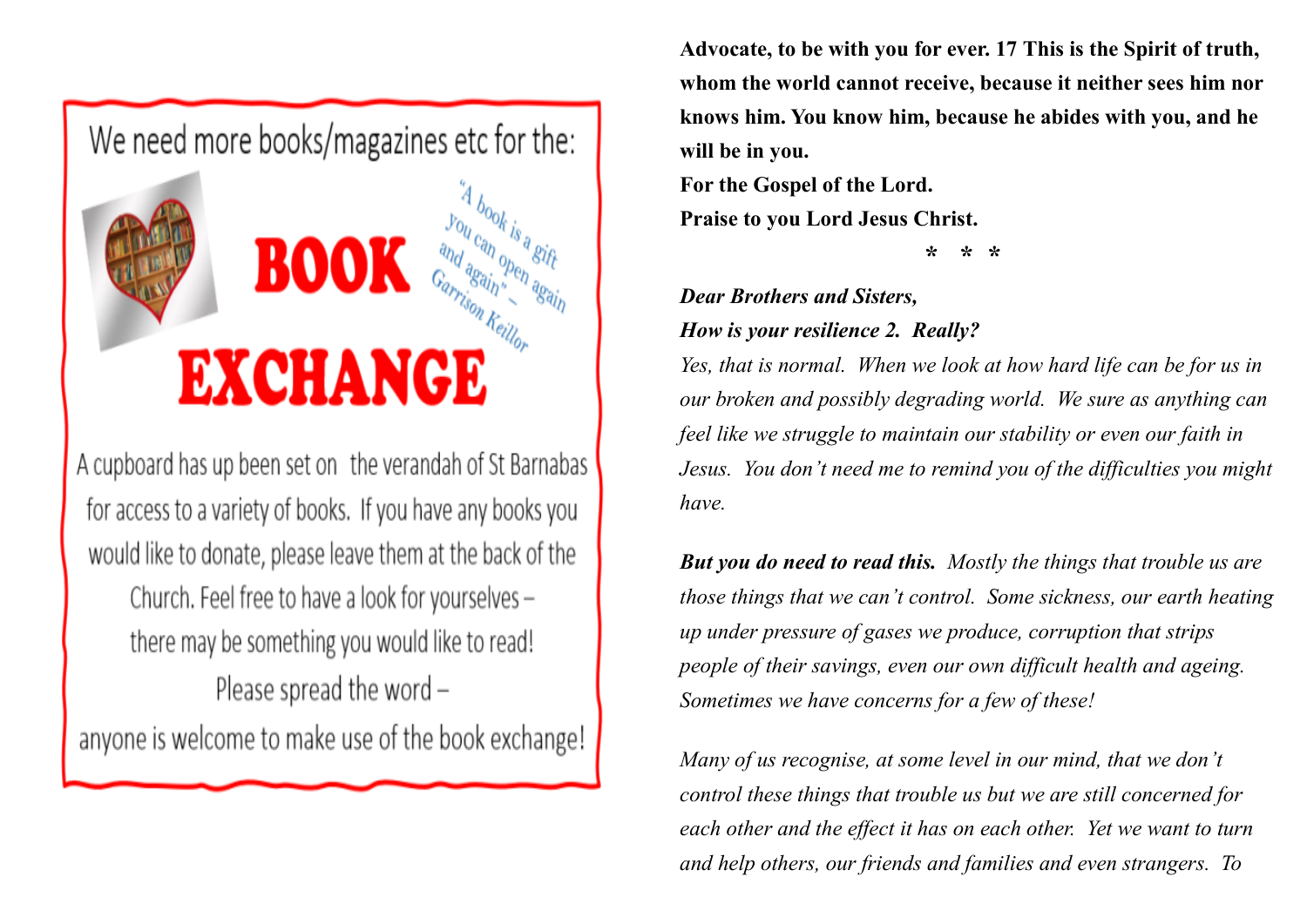We need more books/magazines etc for the:

# BOOK EXCHANGE

"A book is a gift you can open again and again" – Garrison Keillor

A cupboard has up been set on the verandah of St Barnabas for access to a variety of books. If you have any books you would like to donate, please leave them at the back of the Church. Feel free to have a look for yourselves – there may be something you would like to read!

Please spread the word –

anyone is welcome to make use of the book exchange!

**Advocate, to be with you for ever. 17 This is the Spirit of truth, whom the world cannot receive, because it neither sees him nor knows him. You know him, because he abides with you, and he will be in you.**

**For the Gospel of the Lord.**

**Praise to you Lord Jesus Christ.**

\* \* \*

***Dear Brothers and Sisters,***

***How is your resilience 2. Really?***

*Yes, that is normal. When we look at how hard life can be for us in our broken and possibly degrading world. We sure as anything can feel like we struggle to maintain our stability or even our faith in Jesus. You don't need me to remind you of the difficulties you might have.*

***But you do need to read this.*** *Mostly the things that trouble us are those things that we can't control. Some sickness, our earth heating up under pressure of gases we produce, corruption that strips people of their savings, even our own difficult health and ageing. Sometimes we have concerns for a few of these!*

*Many of us recognise, at some level in our mind, that we don't control these things that trouble us but we are still concerned for each other and the effect it has on each other. Yet we want to turn and help others, our friends and families and even strangers. To*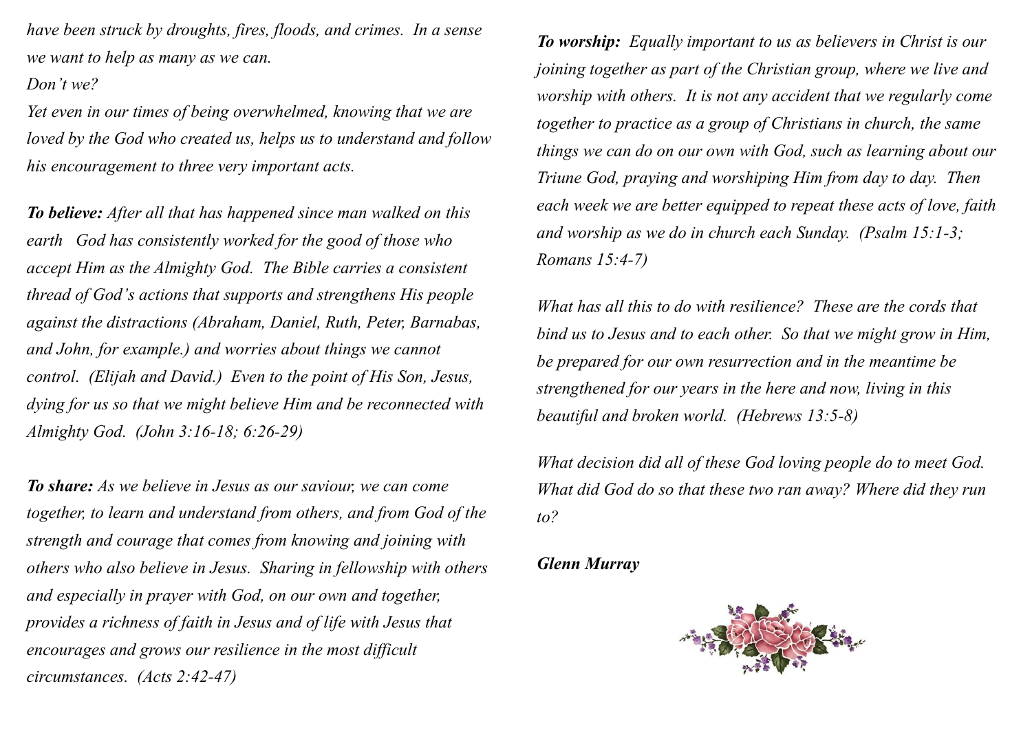*have been struck by droughts, fires, floods, and crimes. In a sense we want to help as many as we can.*
*Don't we?*
*Yet even in our times of being overwhelmed, knowing that we are loved by the God who created us, helps us to understand and follow his encouragement to three very important acts.*

***To believe:*** *After all that has happened since man walked on this earth  God has consistently worked for the good of those who accept Him as the Almighty God. The Bible carries a consistent thread of God's actions that supports and strengthens His people against the distractions (Abraham, Daniel, Ruth, Peter, Barnabas, and John, for example.) and worries about things we cannot control. (Elijah and David.) Even to the point of His Son, Jesus, dying for us so that we might believe Him and be reconnected with Almighty God. (John 3:16-18; 6:26-29)*

***To share:*** *As we believe in Jesus as our saviour, we can come together, to learn and understand from others, and from God of the strength and courage that comes from knowing and joining with others who also believe in Jesus. Sharing in fellowship with others and especially in prayer with God, on our own and together, provides a richness of faith in Jesus and of life with Jesus that encourages and grows our resilience in the most difficult circumstances. (Acts 2:42-47)*

***To worship:*** *Equally important to us as believers in Christ is our joining together as part of the Christian group, where we live and worship with others. It is not any accident that we regularly come together to practice as a group of Christians in church, the same things we can do on our own with God, such as learning about our Triune God, praying and worshiping Him from day to day. Then each week we are better equipped to repeat these acts of love, faith and worship as we do in church each Sunday. (Psalm 15:1-3; Romans 15:4-7)*

*What has all this to do with resilience? These are the cords that bind us to Jesus and to each other. So that we might grow in Him, be prepared for our own resurrection and in the meantime be strengthened for our years in the here and now, living in this beautiful and broken world. (Hebrews 13:5-8)*

*What decision did all of these God loving people do to meet God. What did God do so that these two ran away? Where did they run to?*

***Glenn Murray***